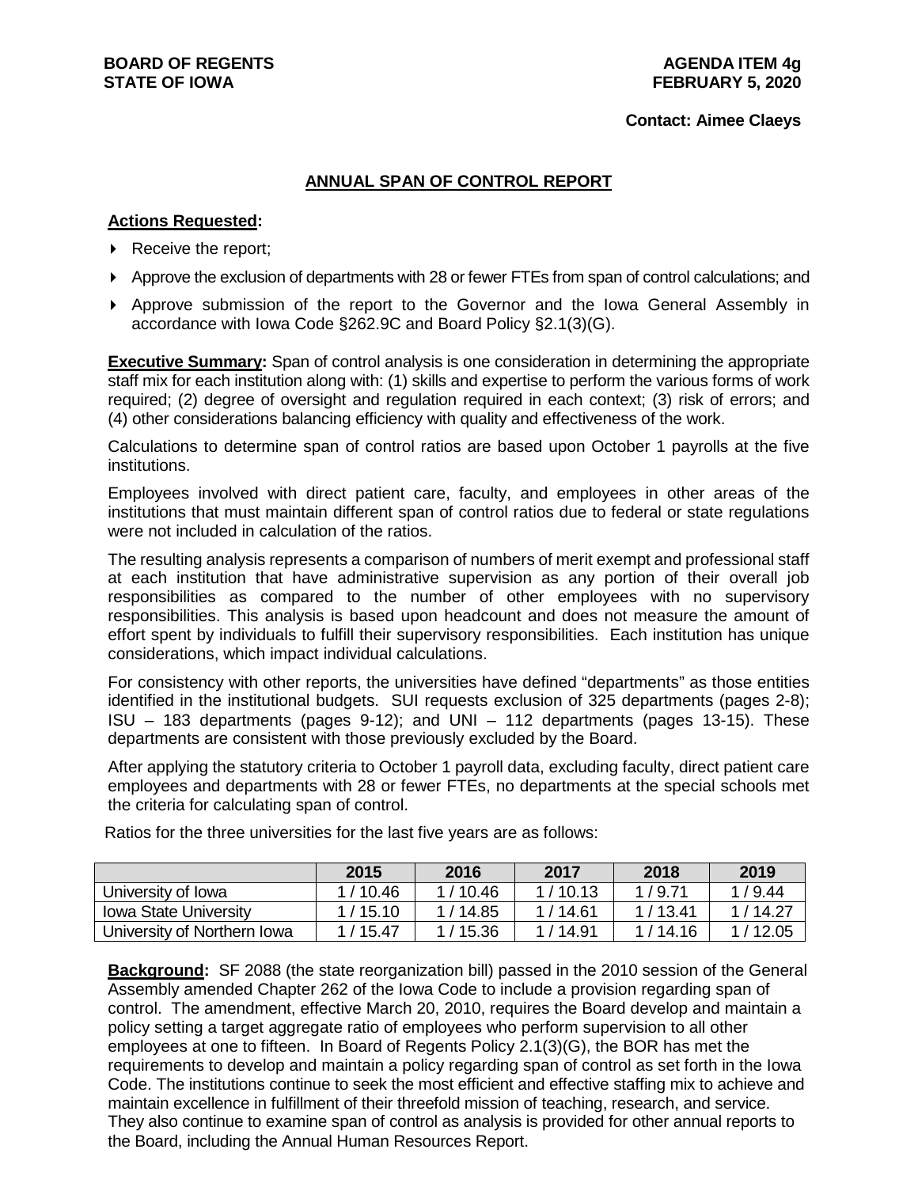**BOARD OF REGENTS**
**STATE OF IOWA**

**AGENDA ITEM 4g**
**FEBRUARY 5, 2020**

**Contact: Aimee Claeys**

## ANNUAL SPAN OF CONTROL REPORT

**Actions Requested:**

- Receive the report;
- Approve the exclusion of departments with 28 or fewer FTEs from span of control calculations; and
- Approve submission of the report to the Governor and the Iowa General Assembly in accordance with Iowa Code §262.9C and Board Policy §2.1(3)(G).

**Executive Summary:** Span of control analysis is one consideration in determining the appropriate staff mix for each institution along with: (1) skills and expertise to perform the various forms of work required; (2) degree of oversight and regulation required in each context; (3) risk of errors; and (4) other considerations balancing efficiency with quality and effectiveness of the work.

Calculations to determine span of control ratios are based upon October 1 payrolls at the five institutions.

Employees involved with direct patient care, faculty, and employees in other areas of the institutions that must maintain different span of control ratios due to federal or state regulations were not included in calculation of the ratios.

The resulting analysis represents a comparison of numbers of merit exempt and professional staff at each institution that have administrative supervision as any portion of their overall job responsibilities as compared to the number of other employees with no supervisory responsibilities. This analysis is based upon headcount and does not measure the amount of effort spent by individuals to fulfill their supervisory responsibilities. Each institution has unique considerations, which impact individual calculations.

For consistency with other reports, the universities have defined "departments" as those entities identified in the institutional budgets. SUI requests exclusion of 325 departments (pages 2-8); ISU – 183 departments (pages 9-12); and UNI – 112 departments (pages 13-15). These departments are consistent with those previously excluded by the Board.

After applying the statutory criteria to October 1 payroll data, excluding faculty, direct patient care employees and departments with 28 or fewer FTEs, no departments at the special schools met the criteria for calculating span of control.

Ratios for the three universities for the last five years are as follows:

| | 2015 | 2016 | 2017 | 2018 | 2019 |
|---|---|---|---|---|---|
| University of Iowa | 1 / 10.46 | 1 / 10.46 | 1 / 10.13 | 1 / 9.71 | 1 / 9.44 |
| Iowa State University | 1 / 15.10 | 1 / 14.85 | 1 / 14.61 | 1 / 13.41 | 1 / 14.27 |
| University of Northern Iowa | 1 / 15.47 | 1 / 15.36 | 1 / 14.91 | 1 / 14.16 | 1 / 12.05 |

**Background:** SF 2088 (the state reorganization bill) passed in the 2010 session of the General Assembly amended Chapter 262 of the Iowa Code to include a provision regarding span of control. The amendment, effective March 20, 2010, requires the Board develop and maintain a policy setting a target aggregate ratio of employees who perform supervision to all other employees at one to fifteen. In Board of Regents Policy 2.1(3)(G), the BOR has met the requirements to develop and maintain a policy regarding span of control as set forth in the Iowa Code. The institutions continue to seek the most efficient and effective staffing mix to achieve and maintain excellence in fulfillment of their threefold mission of teaching, research, and service. They also continue to examine span of control as analysis is provided for other annual reports to the Board, including the Annual Human Resources Report.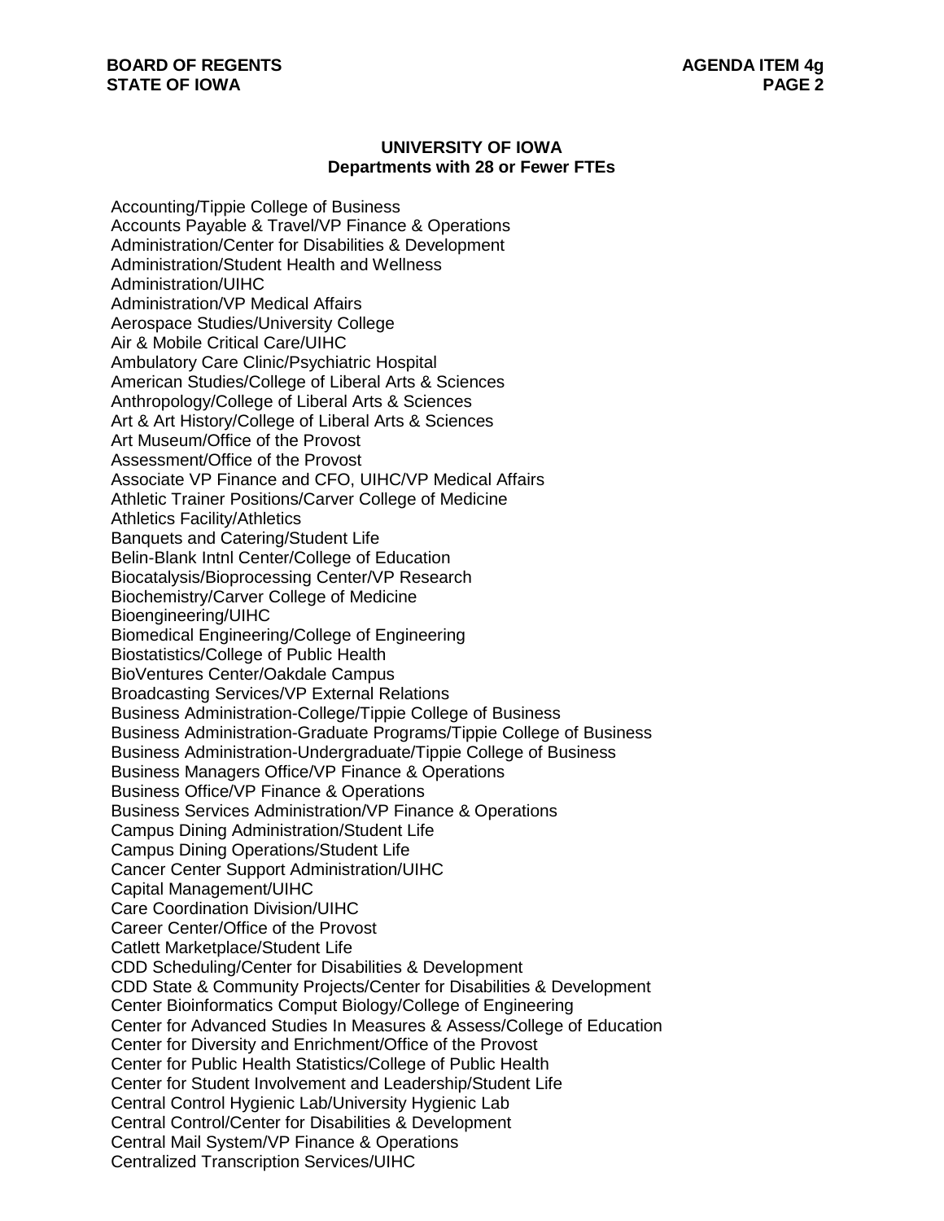## UNIVERSITY OF IOWA
### Departments with 28 or Fewer FTEs

Accounting/Tippie College of Business
Accounts Payable & Travel/VP Finance & Operations
Administration/Center for Disabilities & Development
Administration/Student Health and Wellness
Administration/UIHC
Administration/VP Medical Affairs
Aerospace Studies/University College
Air & Mobile Critical Care/UIHC
Ambulatory Care Clinic/Psychiatric Hospital
American Studies/College of Liberal Arts & Sciences
Anthropology/College of Liberal Arts & Sciences
Art & Art History/College of Liberal Arts & Sciences
Art Museum/Office of the Provost
Assessment/Office of the Provost
Associate VP Finance and CFO, UIHC/VP Medical Affairs
Athletic Trainer Positions/Carver College of Medicine
Athletics Facility/Athletics
Banquets and Catering/Student Life
Belin-Blank Intnl Center/College of Education
Biocatalysis/Bioprocessing Center/VP Research
Biochemistry/Carver College of Medicine
Bioengineering/UIHC
Biomedical Engineering/College of Engineering
Biostatistics/College of Public Health
BioVentures Center/Oakdale Campus
Broadcasting Services/VP External Relations
Business Administration-College/Tippie College of Business
Business Administration-Graduate Programs/Tippie College of Business
Business Administration-Undergraduate/Tippie College of Business
Business Managers Office/VP Finance & Operations
Business Office/VP Finance & Operations
Business Services Administration/VP Finance & Operations
Campus Dining Administration/Student Life
Campus Dining Operations/Student Life
Cancer Center Support Administration/UIHC
Capital Management/UIHC
Care Coordination Division/UIHC
Career Center/Office of the Provost
Catlett Marketplace/Student Life
CDD Scheduling/Center for Disabilities & Development
CDD State & Community Projects/Center for Disabilities & Development
Center Bioinformatics Comput Biology/College of Engineering
Center for Advanced Studies In Measures & Assess/College of Education
Center for Diversity and Enrichment/Office of the Provost
Center for Public Health Statistics/College of Public Health
Center for Student Involvement and Leadership/Student Life
Central Control Hygienic Lab/University Hygienic Lab
Central Control/Center for Disabilities & Development
Central Mail System/VP Finance & Operations
Centralized Transcription Services/UIHC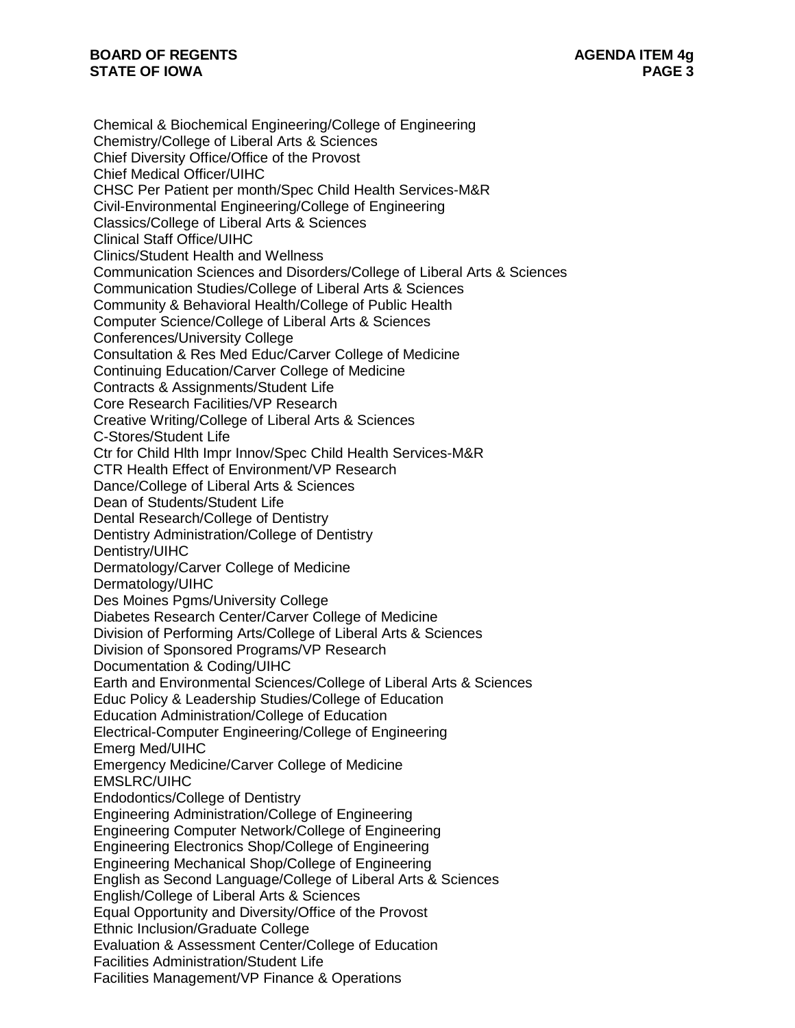Chemical & Biochemical Engineering/College of Engineering
Chemistry/College of Liberal Arts & Sciences
Chief Diversity Office/Office of the Provost
Chief Medical Officer/UIHC
CHSC Per Patient per month/Spec Child Health Services-M&R
Civil-Environmental Engineering/College of Engineering
Classics/College of Liberal Arts & Sciences
Clinical Staff Office/UIHC
Clinics/Student Health and Wellness
Communication Sciences and Disorders/College of Liberal Arts & Sciences
Communication Studies/College of Liberal Arts & Sciences
Community & Behavioral Health/College of Public Health
Computer Science/College of Liberal Arts & Sciences
Conferences/University College
Consultation & Res Med Educ/Carver College of Medicine
Continuing Education/Carver College of Medicine
Contracts & Assignments/Student Life
Core Research Facilities/VP Research
Creative Writing/College of Liberal Arts & Sciences
C-Stores/Student Life
Ctr for Child Hlth Impr Innov/Spec Child Health Services-M&R
CTR Health Effect of Environment/VP Research
Dance/College of Liberal Arts & Sciences
Dean of Students/Student Life
Dental Research/College of Dentistry
Dentistry Administration/College of Dentistry
Dentistry/UIHC
Dermatology/Carver College of Medicine
Dermatology/UIHC
Des Moines Pgms/University College
Diabetes Research Center/Carver College of Medicine
Division of Performing Arts/College of Liberal Arts & Sciences
Division of Sponsored Programs/VP Research
Documentation & Coding/UIHC
Earth and Environmental Sciences/College of Liberal Arts & Sciences
Educ Policy & Leadership Studies/College of Education
Education Administration/College of Education
Electrical-Computer Engineering/College of Engineering
Emerg Med/UIHC
Emergency Medicine/Carver College of Medicine
EMSLRC/UIHC
Endodontics/College of Dentistry
Engineering Administration/College of Engineering
Engineering Computer Network/College of Engineering
Engineering Electronics Shop/College of Engineering
Engineering Mechanical Shop/College of Engineering
English as Second Language/College of Liberal Arts & Sciences
English/College of Liberal Arts & Sciences
Equal Opportunity and Diversity/Office of the Provost
Ethnic Inclusion/Graduate College
Evaluation & Assessment Center/College of Education
Facilities Administration/Student Life
Facilities Management/VP Finance & Operations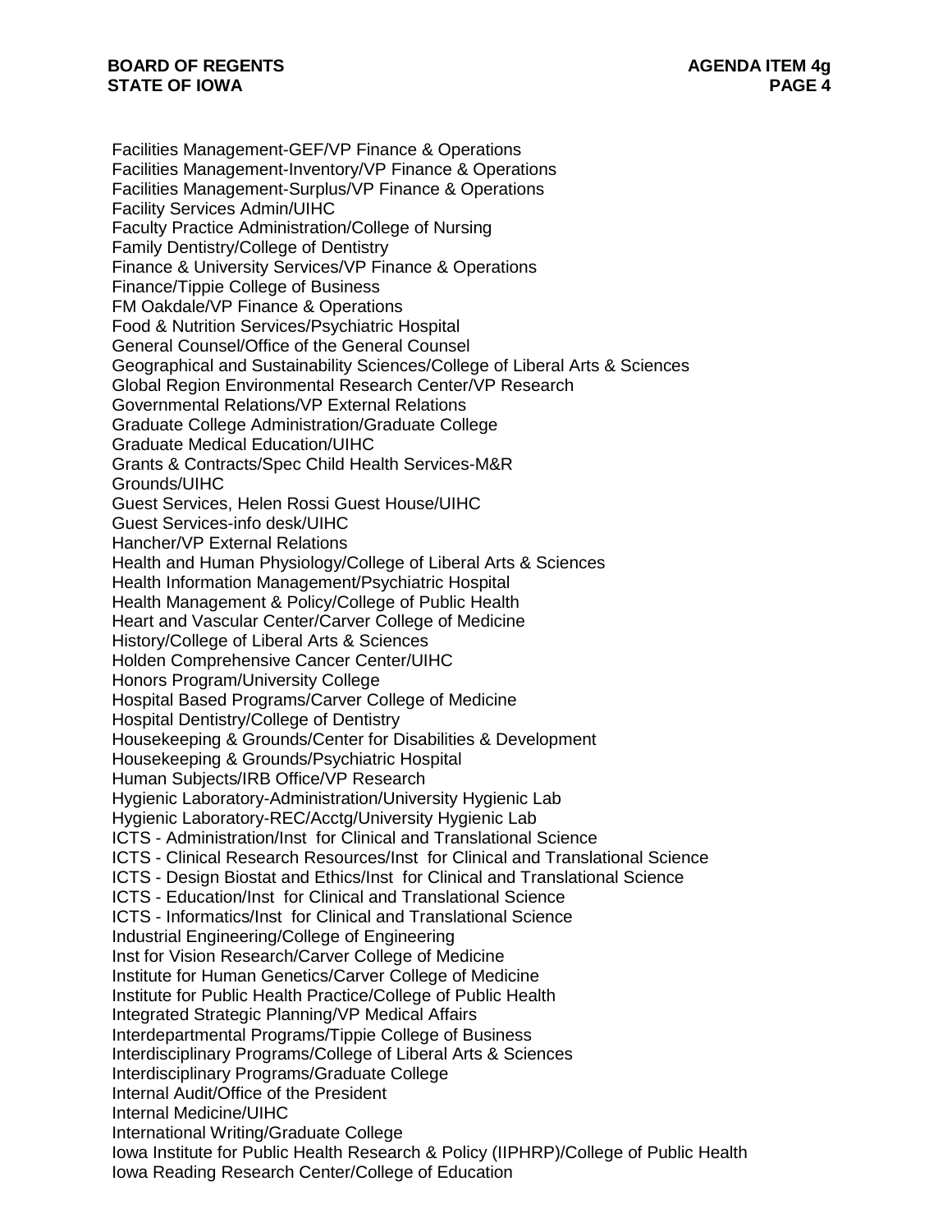Facilities Management-GEF/VP Finance & Operations
Facilities Management-Inventory/VP Finance & Operations
Facilities Management-Surplus/VP Finance & Operations
Facility Services Admin/UIHC
Faculty Practice Administration/College of Nursing
Family Dentistry/College of Dentistry
Finance & University Services/VP Finance & Operations
Finance/Tippie College of Business
FM Oakdale/VP Finance & Operations
Food & Nutrition Services/Psychiatric Hospital
General Counsel/Office of the General Counsel
Geographical and Sustainability Sciences/College of Liberal Arts & Sciences
Global Region Environmental Research Center/VP Research
Governmental Relations/VP External Relations
Graduate College Administration/Graduate College
Graduate Medical Education/UIHC
Grants & Contracts/Spec Child Health Services-M&R
Grounds/UIHC
Guest Services, Helen Rossi Guest House/UIHC
Guest Services-info desk/UIHC
Hancher/VP External Relations
Health and Human Physiology/College of Liberal Arts & Sciences
Health Information Management/Psychiatric Hospital
Health Management & Policy/College of Public Health
Heart and Vascular Center/Carver College of Medicine
History/College of Liberal Arts & Sciences
Holden Comprehensive Cancer Center/UIHC
Honors Program/University College
Hospital Based Programs/Carver College of Medicine
Hospital Dentistry/College of Dentistry
Housekeeping & Grounds/Center for Disabilities & Development
Housekeeping & Grounds/Psychiatric Hospital
Human Subjects/IRB Office/VP Research
Hygienic Laboratory-Administration/University Hygienic Lab
Hygienic Laboratory-REC/Acctg/University Hygienic Lab
ICTS - Administration/Inst for Clinical and Translational Science
ICTS - Clinical Research Resources/Inst for Clinical and Translational Science
ICTS - Design Biostat and Ethics/Inst for Clinical and Translational Science
ICTS - Education/Inst for Clinical and Translational Science
ICTS - Informatics/Inst for Clinical and Translational Science
Industrial Engineering/College of Engineering
Inst for Vision Research/Carver College of Medicine
Institute for Human Genetics/Carver College of Medicine
Institute for Public Health Practice/College of Public Health
Integrated Strategic Planning/VP Medical Affairs
Interdepartmental Programs/Tippie College of Business
Interdisciplinary Programs/College of Liberal Arts & Sciences
Interdisciplinary Programs/Graduate College
Internal Audit/Office of the President
Internal Medicine/UIHC
International Writing/Graduate College
Iowa Institute for Public Health Research & Policy (IIPHRP)/College of Public Health
Iowa Reading Research Center/College of Education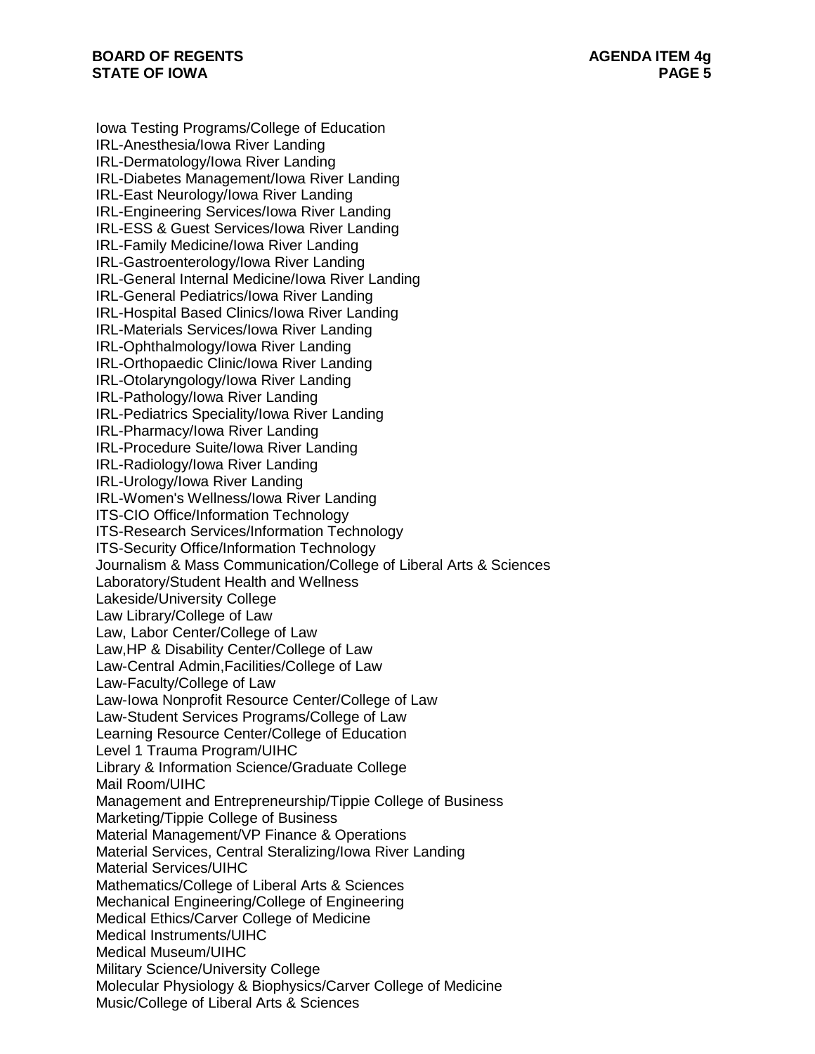Iowa Testing Programs/College of Education
IRL-Anesthesia/Iowa River Landing
IRL-Dermatology/Iowa River Landing
IRL-Diabetes Management/Iowa River Landing
IRL-East Neurology/Iowa River Landing
IRL-Engineering Services/Iowa River Landing
IRL-ESS & Guest Services/Iowa River Landing
IRL-Family Medicine/Iowa River Landing
IRL-Gastroenterology/Iowa River Landing
IRL-General Internal Medicine/Iowa River Landing
IRL-General Pediatrics/Iowa River Landing
IRL-Hospital Based Clinics/Iowa River Landing
IRL-Materials Services/Iowa River Landing
IRL-Ophthalmology/Iowa River Landing
IRL-Orthopaedic Clinic/Iowa River Landing
IRL-Otolaryngology/Iowa River Landing
IRL-Pathology/Iowa River Landing
IRL-Pediatrics Speciality/Iowa River Landing
IRL-Pharmacy/Iowa River Landing
IRL-Procedure Suite/Iowa River Landing
IRL-Radiology/Iowa River Landing
IRL-Urology/Iowa River Landing
IRL-Women's Wellness/Iowa River Landing
ITS-CIO Office/Information Technology
ITS-Research Services/Information Technology
ITS-Security Office/Information Technology
Journalism & Mass Communication/College of Liberal Arts & Sciences
Laboratory/Student Health and Wellness
Lakeside/University College
Law Library/College of Law
Law, Labor Center/College of Law
Law,HP & Disability Center/College of Law
Law-Central Admin,Facilities/College of Law
Law-Faculty/College of Law
Law-Iowa Nonprofit Resource Center/College of Law
Law-Student Services Programs/College of Law
Learning Resource Center/College of Education
Level 1 Trauma Program/UIHC
Library & Information Science/Graduate College
Mail Room/UIHC
Management and Entrepreneurship/Tippie College of Business
Marketing/Tippie College of Business
Material Management/VP Finance & Operations
Material Services, Central Steralizing/Iowa River Landing
Material Services/UIHC
Mathematics/College of Liberal Arts & Sciences
Mechanical Engineering/College of Engineering
Medical Ethics/Carver College of Medicine
Medical Instruments/UIHC
Medical Museum/UIHC
Military Science/University College
Molecular Physiology & Biophysics/Carver College of Medicine
Music/College of Liberal Arts & Sciences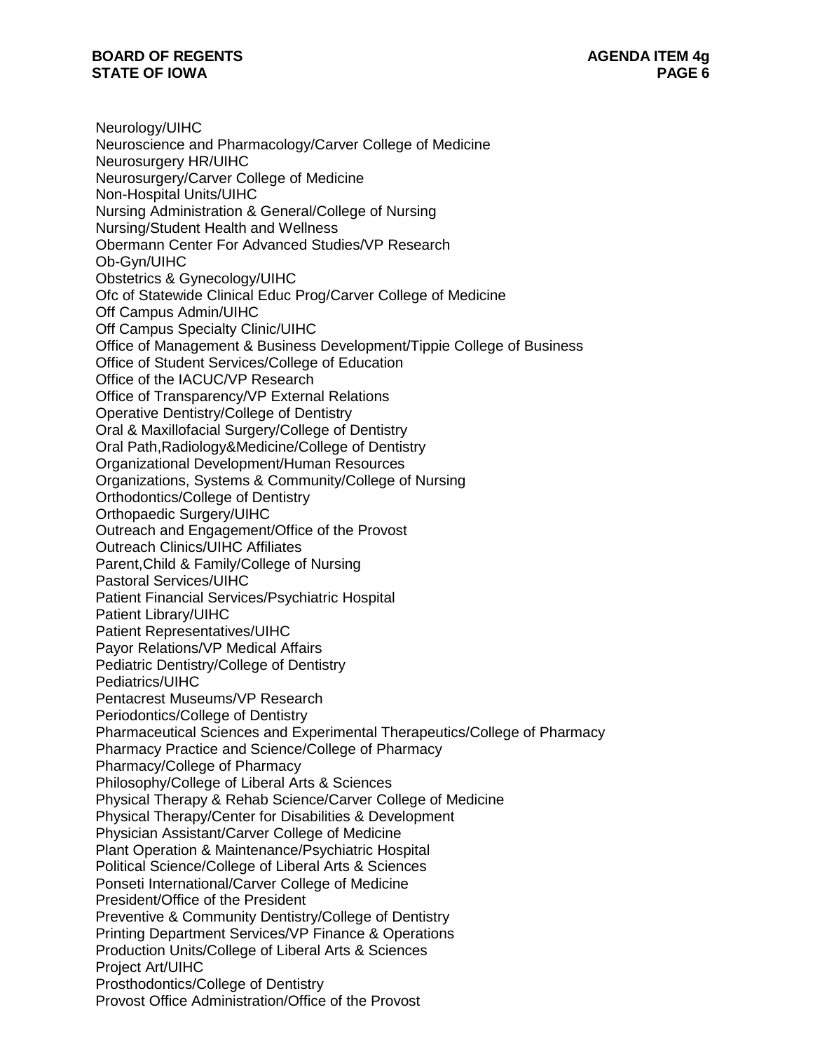Neurology/UIHC
Neuroscience and Pharmacology/Carver College of Medicine
Neurosurgery HR/UIHC
Neurosurgery/Carver College of Medicine
Non-Hospital Units/UIHC
Nursing Administration & General/College of Nursing
Nursing/Student Health and Wellness
Obermann Center For Advanced Studies/VP Research
Ob-Gyn/UIHC
Obstetrics & Gynecology/UIHC
Ofc of Statewide Clinical Educ Prog/Carver College of Medicine
Off Campus Admin/UIHC
Off Campus Specialty Clinic/UIHC
Office of Management & Business Development/Tippie College of Business
Office of Student Services/College of Education
Office of the IACUC/VP Research
Office of Transparency/VP External Relations
Operative Dentistry/College of Dentistry
Oral & Maxillofacial Surgery/College of Dentistry
Oral Path,Radiology&Medicine/College of Dentistry
Organizational Development/Human Resources
Organizations, Systems & Community/College of Nursing
Orthodontics/College of Dentistry
Orthopaedic Surgery/UIHC
Outreach and Engagement/Office of the Provost
Outreach Clinics/UIHC Affiliates
Parent,Child & Family/College of Nursing
Pastoral Services/UIHC
Patient Financial Services/Psychiatric Hospital
Patient Library/UIHC
Patient Representatives/UIHC
Payor Relations/VP Medical Affairs
Pediatric Dentistry/College of Dentistry
Pediatrics/UIHC
Pentacrest Museums/VP Research
Periodontics/College of Dentistry
Pharmaceutical Sciences and Experimental Therapeutics/College of Pharmacy
Pharmacy Practice and Science/College of Pharmacy
Pharmacy/College of Pharmacy
Philosophy/College of Liberal Arts & Sciences
Physical Therapy & Rehab Science/Carver College of Medicine
Physical Therapy/Center for Disabilities & Development
Physician Assistant/Carver College of Medicine
Plant Operation & Maintenance/Psychiatric Hospital
Political Science/College of Liberal Arts & Sciences
Ponseti International/Carver College of Medicine
President/Office of the President
Preventive & Community Dentistry/College of Dentistry
Printing Department Services/VP Finance & Operations
Production Units/College of Liberal Arts & Sciences
Project Art/UIHC
Prosthodontics/College of Dentistry
Provost Office Administration/Office of the Provost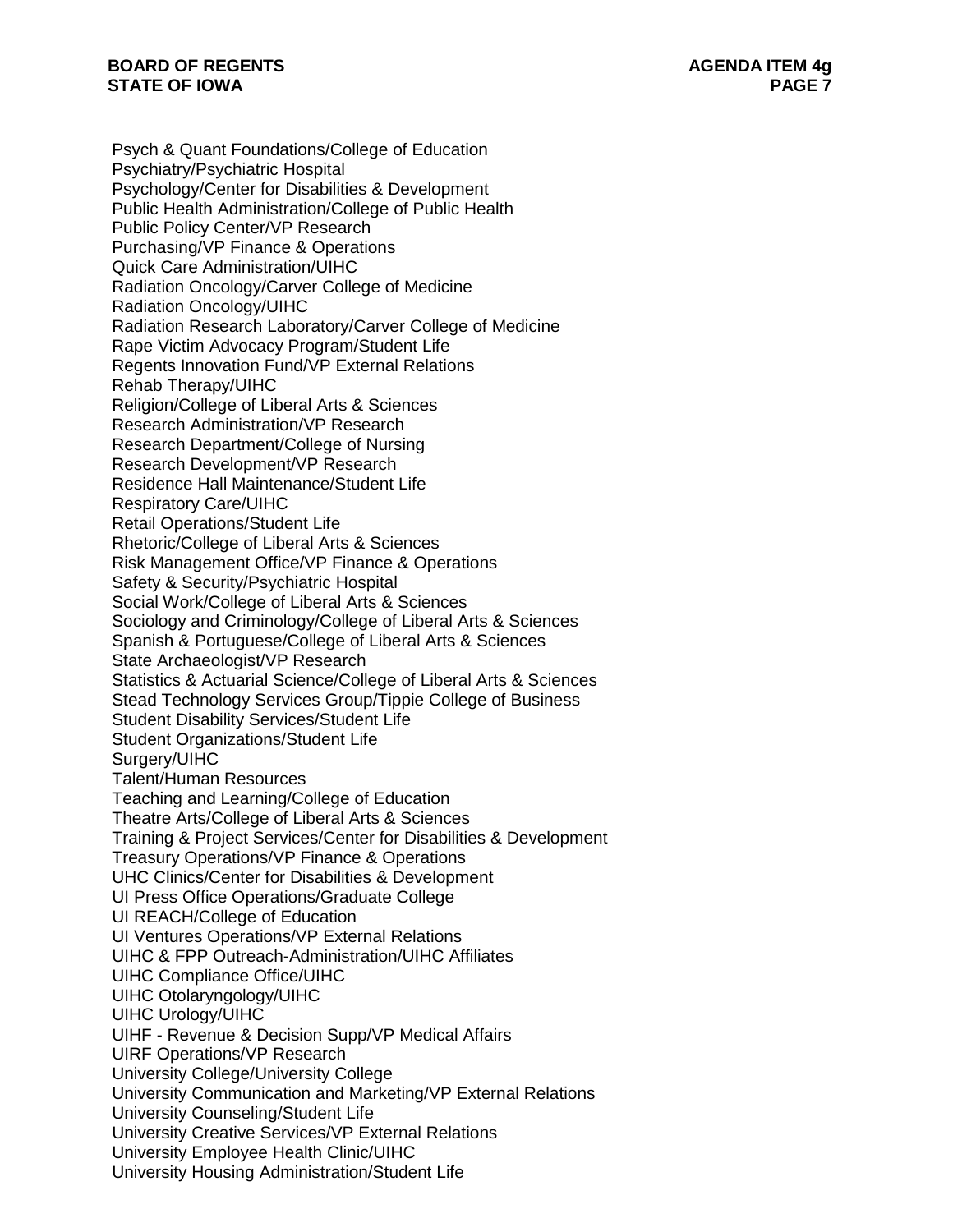Psych & Quant Foundations/College of Education
Psychiatry/Psychiatric Hospital
Psychology/Center for Disabilities & Development
Public Health Administration/College of Public Health
Public Policy Center/VP Research
Purchasing/VP Finance & Operations
Quick Care Administration/UIHC
Radiation Oncology/Carver College of Medicine
Radiation Oncology/UIHC
Radiation Research Laboratory/Carver College of Medicine
Rape Victim Advocacy Program/Student Life
Regents Innovation Fund/VP External Relations
Rehab Therapy/UIHC
Religion/College of Liberal Arts & Sciences
Research Administration/VP Research
Research Department/College of Nursing
Research Development/VP Research
Residence Hall Maintenance/Student Life
Respiratory Care/UIHC
Retail Operations/Student Life
Rhetoric/College of Liberal Arts & Sciences
Risk Management Office/VP Finance & Operations
Safety & Security/Psychiatric Hospital
Social Work/College of Liberal Arts & Sciences
Sociology and Criminology/College of Liberal Arts & Sciences
Spanish & Portuguese/College of Liberal Arts & Sciences
State Archaeologist/VP Research
Statistics & Actuarial Science/College of Liberal Arts & Sciences
Stead Technology Services Group/Tippie College of Business
Student Disability Services/Student Life
Student Organizations/Student Life
Surgery/UIHC
Talent/Human Resources
Teaching and Learning/College of Education
Theatre Arts/College of Liberal Arts & Sciences
Training & Project Services/Center for Disabilities & Development
Treasury Operations/VP Finance & Operations
UHC Clinics/Center for Disabilities & Development
UI Press Office Operations/Graduate College
UI REACH/College of Education
UI Ventures Operations/VP External Relations
UIHC & FPP Outreach-Administration/UIHC Affiliates
UIHC Compliance Office/UIHC
UIHC Otolaryngology/UIHC
UIHC Urology/UIHC
UIHF - Revenue & Decision Supp/VP Medical Affairs
UIRF Operations/VP Research
University College/University College
University Communication and Marketing/VP External Relations
University Counseling/Student Life
University Creative Services/VP External Relations
University Employee Health Clinic/UIHC
University Housing Administration/Student Life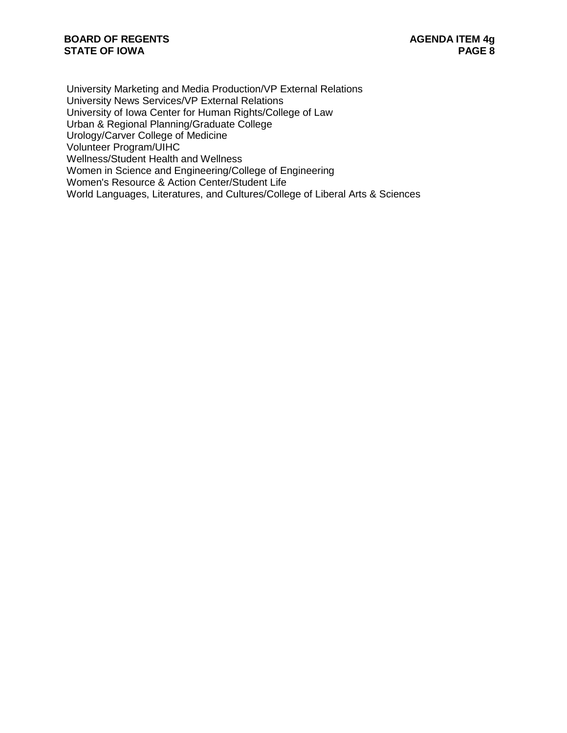University Marketing and Media Production/VP External Relations
University News Services/VP External Relations
University of Iowa Center for Human Rights/College of Law
Urban & Regional Planning/Graduate College
Urology/Carver College of Medicine
Volunteer Program/UIHC
Wellness/Student Health and Wellness
Women in Science and Engineering/College of Engineering
Women's Resource & Action Center/Student Life
World Languages, Literatures, and Cultures/College of Liberal Arts & Sciences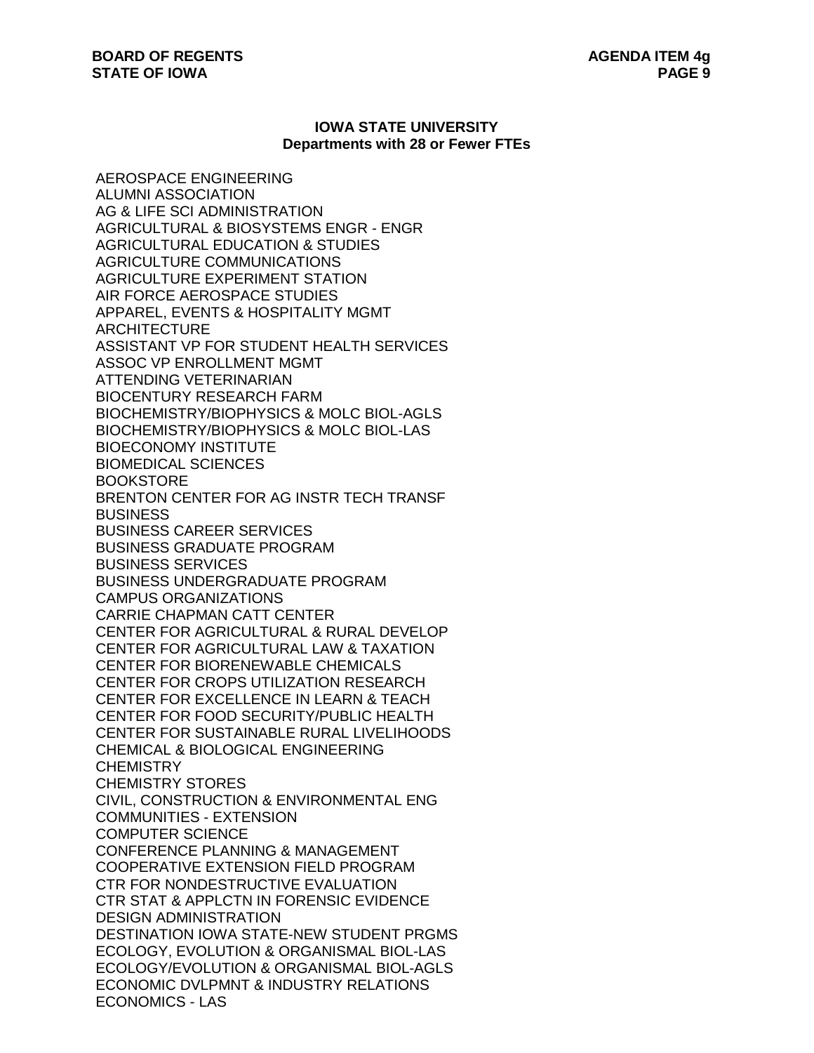**IOWA STATE UNIVERSITY**
**Departments with 28 or Fewer FTEs**

AEROSPACE ENGINEERING
ALUMNI ASSOCIATION
AG & LIFE SCI ADMINISTRATION
AGRICULTURAL & BIOSYSTEMS ENGR - ENGR
AGRICULTURAL EDUCATION & STUDIES
AGRICULTURE COMMUNICATIONS
AGRICULTURE EXPERIMENT STATION
AIR FORCE AEROSPACE STUDIES
APPAREL, EVENTS & HOSPITALITY MGMT
ARCHITECTURE
ASSISTANT VP FOR STUDENT HEALTH SERVICES
ASSOC VP ENROLLMENT MGMT
ATTENDING VETERINARIAN
BIOCENTURY RESEARCH FARM
BIOCHEMISTRY/BIOPHYSICS & MOLC BIOL-AGLS
BIOCHEMISTRY/BIOPHYSICS & MOLC BIOL-LAS
BIOECONOMY INSTITUTE
BIOMEDICAL SCIENCES
BOOKSTORE
BRENTON CENTER FOR AG INSTR TECH TRANSF
BUSINESS
BUSINESS CAREER SERVICES
BUSINESS GRADUATE PROGRAM
BUSINESS SERVICES
BUSINESS UNDERGRADUATE PROGRAM
CAMPUS ORGANIZATIONS
CARRIE CHAPMAN CATT CENTER
CENTER FOR AGRICULTURAL & RURAL DEVELOP
CENTER FOR AGRICULTURAL LAW & TAXATION
CENTER FOR BIORENEWABLE CHEMICALS
CENTER FOR CROPS UTILIZATION RESEARCH
CENTER FOR EXCELLENCE IN LEARN & TEACH
CENTER FOR FOOD SECURITY/PUBLIC HEALTH
CENTER FOR SUSTAINABLE RURAL LIVELIHOODS
CHEMICAL & BIOLOGICAL ENGINEERING
CHEMISTRY
CHEMISTRY STORES
CIVIL, CONSTRUCTION & ENVIRONMENTAL ENG
COMMUNITIES - EXTENSION
COMPUTER SCIENCE
CONFERENCE PLANNING & MANAGEMENT
COOPERATIVE EXTENSION FIELD PROGRAM
CTR FOR NONDESTRUCTIVE EVALUATION
CTR STAT & APPLCTN IN FORENSIC EVIDENCE
DESIGN ADMINISTRATION
DESTINATION IOWA STATE-NEW STUDENT PRGMS
ECOLOGY, EVOLUTION & ORGANISMAL BIOL-LAS
ECOLOGY/EVOLUTION & ORGANISMAL BIOL-AGLS
ECONOMIC DVLPMNT & INDUSTRY RELATIONS
ECONOMICS - LAS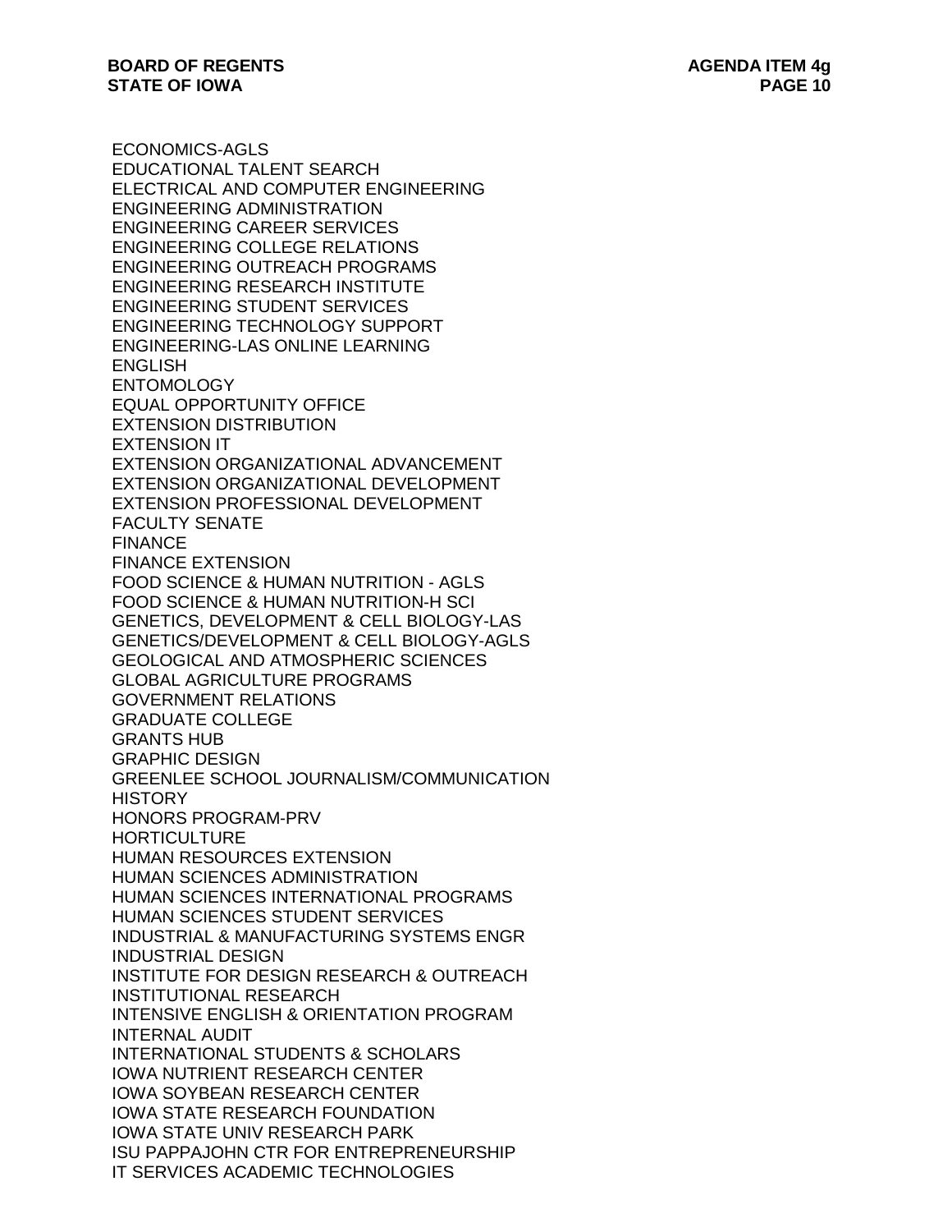ECONOMICS-AGLS
EDUCATIONAL TALENT SEARCH
ELECTRICAL AND COMPUTER ENGINEERING
ENGINEERING ADMINISTRATION
ENGINEERING CAREER SERVICES
ENGINEERING COLLEGE RELATIONS
ENGINEERING OUTREACH PROGRAMS
ENGINEERING RESEARCH INSTITUTE
ENGINEERING STUDENT SERVICES
ENGINEERING TECHNOLOGY SUPPORT
ENGINEERING-LAS ONLINE LEARNING
ENGLISH
ENTOMOLOGY
EQUAL OPPORTUNITY OFFICE
EXTENSION DISTRIBUTION
EXTENSION IT
EXTENSION ORGANIZATIONAL ADVANCEMENT
EXTENSION ORGANIZATIONAL DEVELOPMENT
EXTENSION PROFESSIONAL DEVELOPMENT
FACULTY SENATE
FINANCE
FINANCE EXTENSION
FOOD SCIENCE & HUMAN NUTRITION - AGLS
FOOD SCIENCE & HUMAN NUTRITION-H SCI
GENETICS, DEVELOPMENT & CELL BIOLOGY-LAS
GENETICS/DEVELOPMENT & CELL BIOLOGY-AGLS
GEOLOGICAL AND ATMOSPHERIC SCIENCES
GLOBAL AGRICULTURE PROGRAMS
GOVERNMENT RELATIONS
GRADUATE COLLEGE
GRANTS HUB
GRAPHIC DESIGN
GREENLEE SCHOOL JOURNALISM/COMMUNICATION
HISTORY
HONORS PROGRAM-PRV
HORTICULTURE
HUMAN RESOURCES EXTENSION
HUMAN SCIENCES ADMINISTRATION
HUMAN SCIENCES INTERNATIONAL PROGRAMS
HUMAN SCIENCES STUDENT SERVICES
INDUSTRIAL & MANUFACTURING SYSTEMS ENGR
INDUSTRIAL DESIGN
INSTITUTE FOR DESIGN RESEARCH & OUTREACH
INSTITUTIONAL RESEARCH
INTENSIVE ENGLISH & ORIENTATION PROGRAM
INTERNAL AUDIT
INTERNATIONAL STUDENTS & SCHOLARS
IOWA NUTRIENT RESEARCH CENTER
IOWA SOYBEAN RESEARCH CENTER
IOWA STATE RESEARCH FOUNDATION
IOWA STATE UNIV RESEARCH PARK
ISU PAPPAJOHN CTR FOR ENTREPRENEURSHIP
IT SERVICES ACADEMIC TECHNOLOGIES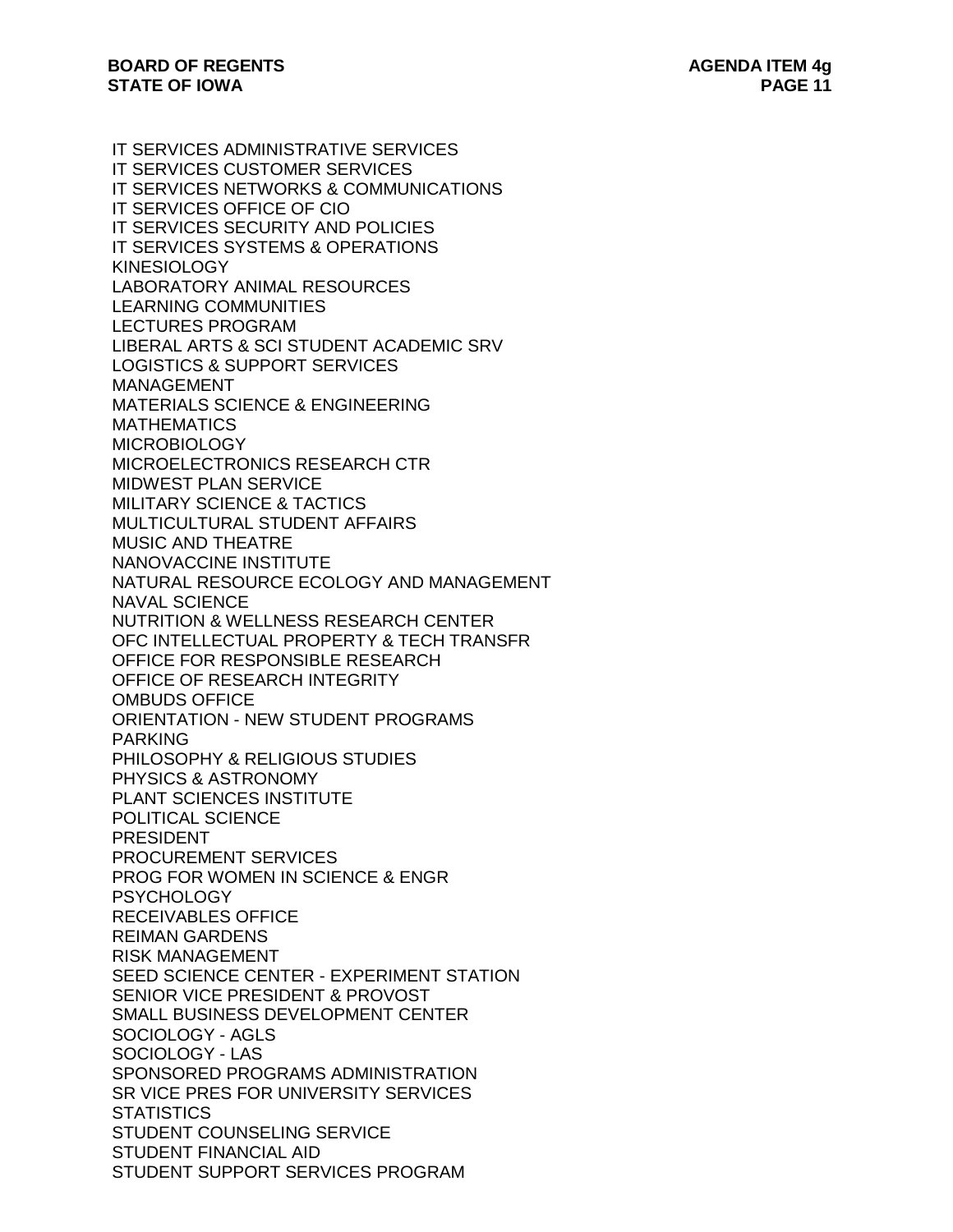IT SERVICES ADMINISTRATIVE SERVICES
IT SERVICES CUSTOMER SERVICES
IT SERVICES NETWORKS & COMMUNICATIONS
IT SERVICES OFFICE OF CIO
IT SERVICES SECURITY AND POLICIES
IT SERVICES SYSTEMS & OPERATIONS
KINESIOLOGY
LABORATORY ANIMAL RESOURCES
LEARNING COMMUNITIES
LECTURES PROGRAM
LIBERAL ARTS & SCI STUDENT ACADEMIC SRV
LOGISTICS & SUPPORT SERVICES
MANAGEMENT
MATERIALS SCIENCE & ENGINEERING
MATHEMATICS
MICROBIOLOGY
MICROELECTRONICS RESEARCH CTR
MIDWEST PLAN SERVICE
MILITARY SCIENCE & TACTICS
MULTICULTURAL STUDENT AFFAIRS
MUSIC AND THEATRE
NANOVACCINE INSTITUTE
NATURAL RESOURCE ECOLOGY AND MANAGEMENT
NAVAL SCIENCE
NUTRITION & WELLNESS RESEARCH CENTER
OFC INTELLECTUAL PROPERTY & TECH TRANSFR
OFFICE FOR RESPONSIBLE RESEARCH
OFFICE OF RESEARCH INTEGRITY
OMBUDS OFFICE
ORIENTATION - NEW STUDENT PROGRAMS
PARKING
PHILOSOPHY & RELIGIOUS STUDIES
PHYSICS & ASTRONOMY
PLANT SCIENCES INSTITUTE
POLITICAL SCIENCE
PRESIDENT
PROCUREMENT SERVICES
PROG FOR WOMEN IN SCIENCE & ENGR
PSYCHOLOGY
RECEIVABLES OFFICE
REIMAN GARDENS
RISK MANAGEMENT
SEED SCIENCE CENTER - EXPERIMENT STATION
SENIOR VICE PRESIDENT & PROVOST
SMALL BUSINESS DEVELOPMENT CENTER
SOCIOLOGY - AGLS
SOCIOLOGY - LAS
SPONSORED PROGRAMS ADMINISTRATION
SR VICE PRES FOR UNIVERSITY SERVICES
STATISTICS
STUDENT COUNSELING SERVICE
STUDENT FINANCIAL AID
STUDENT SUPPORT SERVICES PROGRAM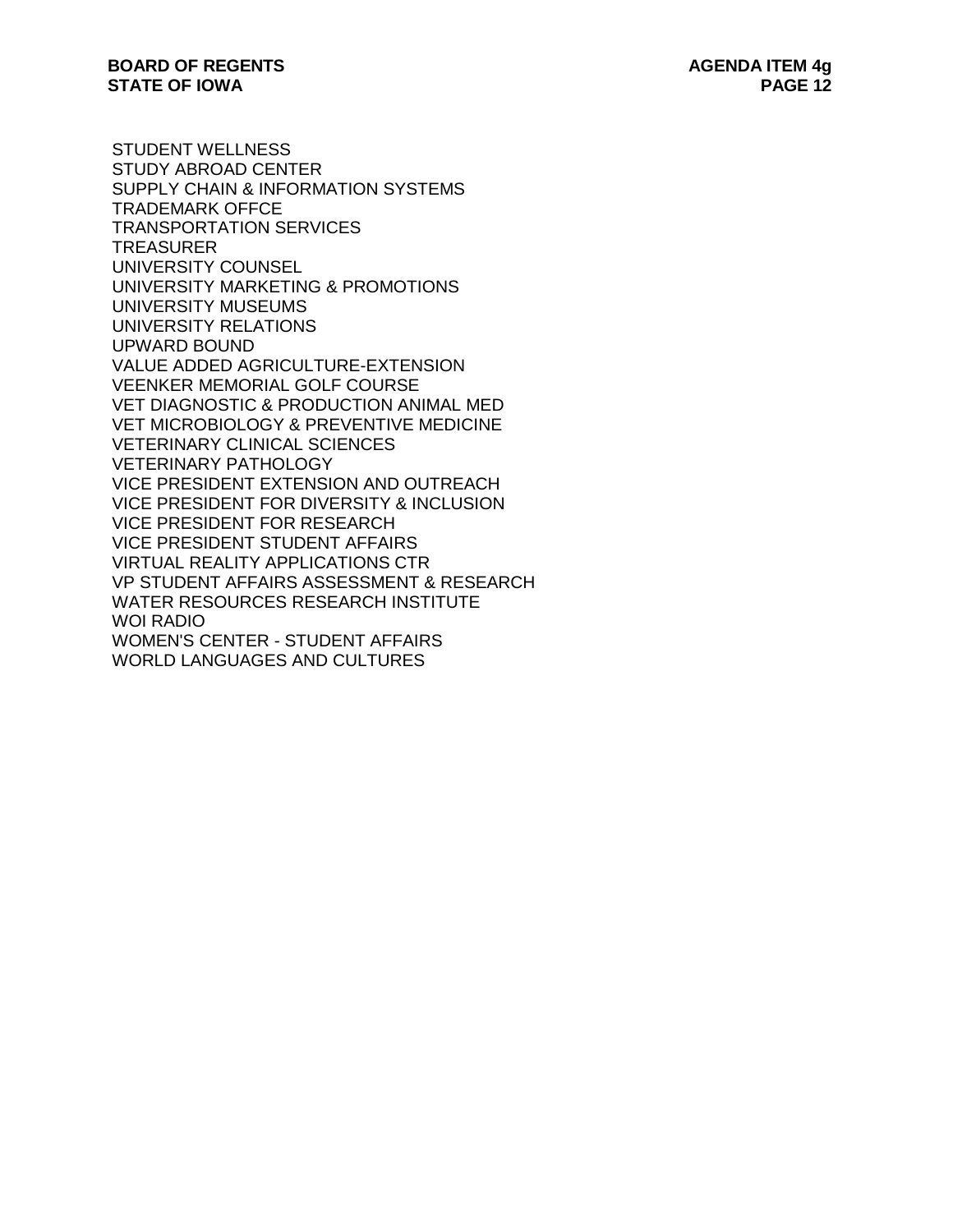STUDENT WELLNESS
STUDY ABROAD CENTER
SUPPLY CHAIN & INFORMATION SYSTEMS
TRADEMARK OFFCE
TRANSPORTATION SERVICES
TREASURER
UNIVERSITY COUNSEL
UNIVERSITY MARKETING & PROMOTIONS
UNIVERSITY MUSEUMS
UNIVERSITY RELATIONS
UPWARD BOUND
VALUE ADDED AGRICULTURE-EXTENSION
VEENKER MEMORIAL GOLF COURSE
VET DIAGNOSTIC & PRODUCTION ANIMAL MED
VET MICROBIOLOGY & PREVENTIVE MEDICINE
VETERINARY CLINICAL SCIENCES
VETERINARY PATHOLOGY
VICE PRESIDENT EXTENSION AND OUTREACH
VICE PRESIDENT FOR DIVERSITY & INCLUSION
VICE PRESIDENT FOR RESEARCH
VICE PRESIDENT STUDENT AFFAIRS
VIRTUAL REALITY APPLICATIONS CTR
VP STUDENT AFFAIRS ASSESSMENT & RESEARCH
WATER RESOURCES RESEARCH INSTITUTE
WOI RADIO
WOMEN'S CENTER - STUDENT AFFAIRS
WORLD LANGUAGES AND CULTURES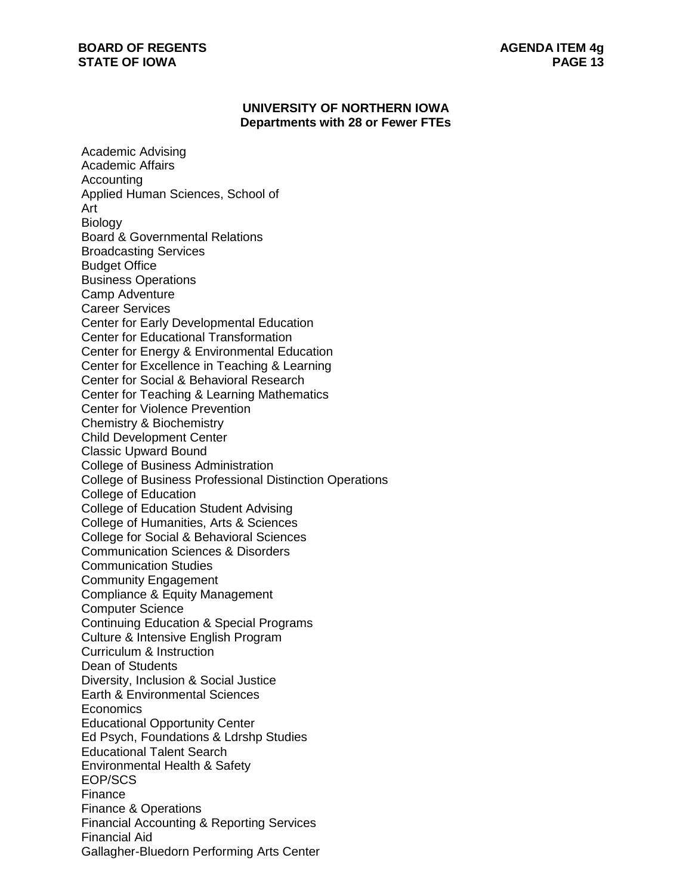## UNIVERSITY OF NORTHERN IOWA
### Departments with 28 or Fewer FTEs

Academic Advising
Academic Affairs
Accounting
Applied Human Sciences, School of
Art
Biology
Board & Governmental Relations
Broadcasting Services
Budget Office
Business Operations
Camp Adventure
Career Services
Center for Early Developmental Education
Center for Educational Transformation
Center for Energy & Environmental Education
Center for Excellence in Teaching & Learning
Center for Social & Behavioral Research
Center for Teaching & Learning Mathematics
Center for Violence Prevention
Chemistry & Biochemistry
Child Development Center
Classic Upward Bound
College of Business Administration
College of Business Professional Distinction Operations
College of Education
College of Education Student Advising
College of Humanities, Arts & Sciences
College for Social & Behavioral Sciences
Communication Sciences & Disorders
Communication Studies
Community Engagement
Compliance & Equity Management
Computer Science
Continuing Education & Special Programs
Culture & Intensive English Program
Curriculum & Instruction
Dean of Students
Diversity, Inclusion & Social Justice
Earth & Environmental Sciences
Economics
Educational Opportunity Center
Ed Psych, Foundations & Ldrshp Studies
Educational Talent Search
Environmental Health & Safety
EOP/SCS
Finance
Finance & Operations
Financial Accounting & Reporting Services
Financial Aid
Gallagher-Bluedorn Performing Arts Center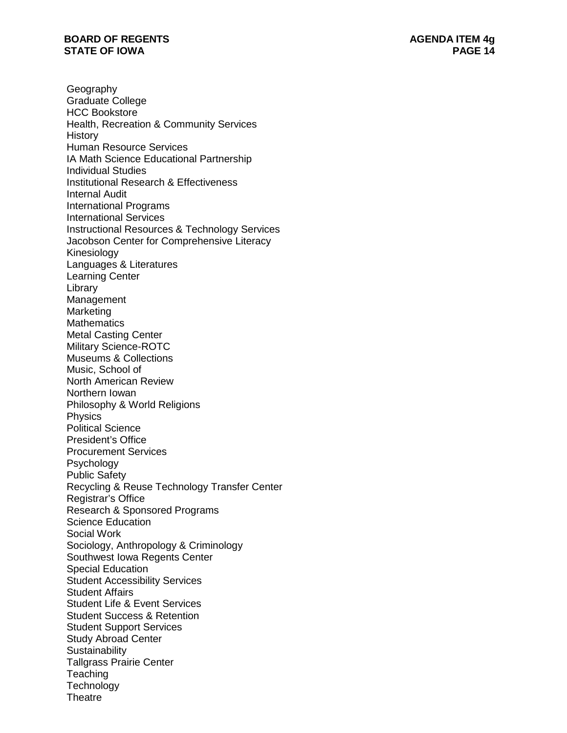Geography
Graduate College
HCC Bookstore
Health, Recreation & Community Services
History
Human Resource Services
IA Math Science Educational Partnership
Individual Studies
Institutional Research & Effectiveness
Internal Audit
International Programs
International Services
Instructional Resources & Technology Services
Jacobson Center for Comprehensive Literacy
Kinesiology
Languages & Literatures
Learning Center
Library
Management
Marketing
Mathematics
Metal Casting Center
Military Science-ROTC
Museums & Collections
Music, School of
North American Review
Northern Iowan
Philosophy & World Religions
Physics
Political Science
President's Office
Procurement Services
Psychology
Public Safety
Recycling & Reuse Technology Transfer Center
Registrar's Office
Research & Sponsored Programs
Science Education
Social Work
Sociology, Anthropology & Criminology
Southwest Iowa Regents Center
Special Education
Student Accessibility Services
Student Affairs
Student Life & Event Services
Student Success & Retention
Student Support Services
Study Abroad Center
Sustainability
Tallgrass Prairie Center
Teaching
Technology
Theatre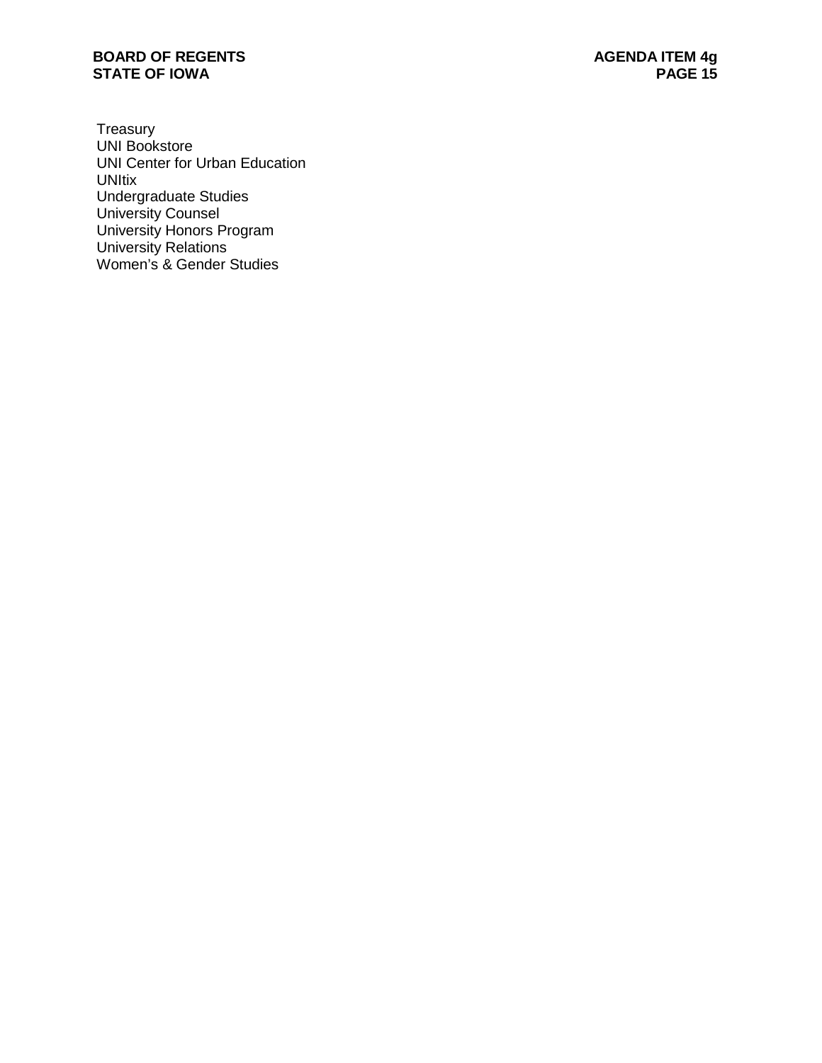Treasury
UNI Bookstore
UNI Center for Urban Education
UNItix
Undergraduate Studies
University Counsel
University Honors Program
University Relations
Women's & Gender Studies